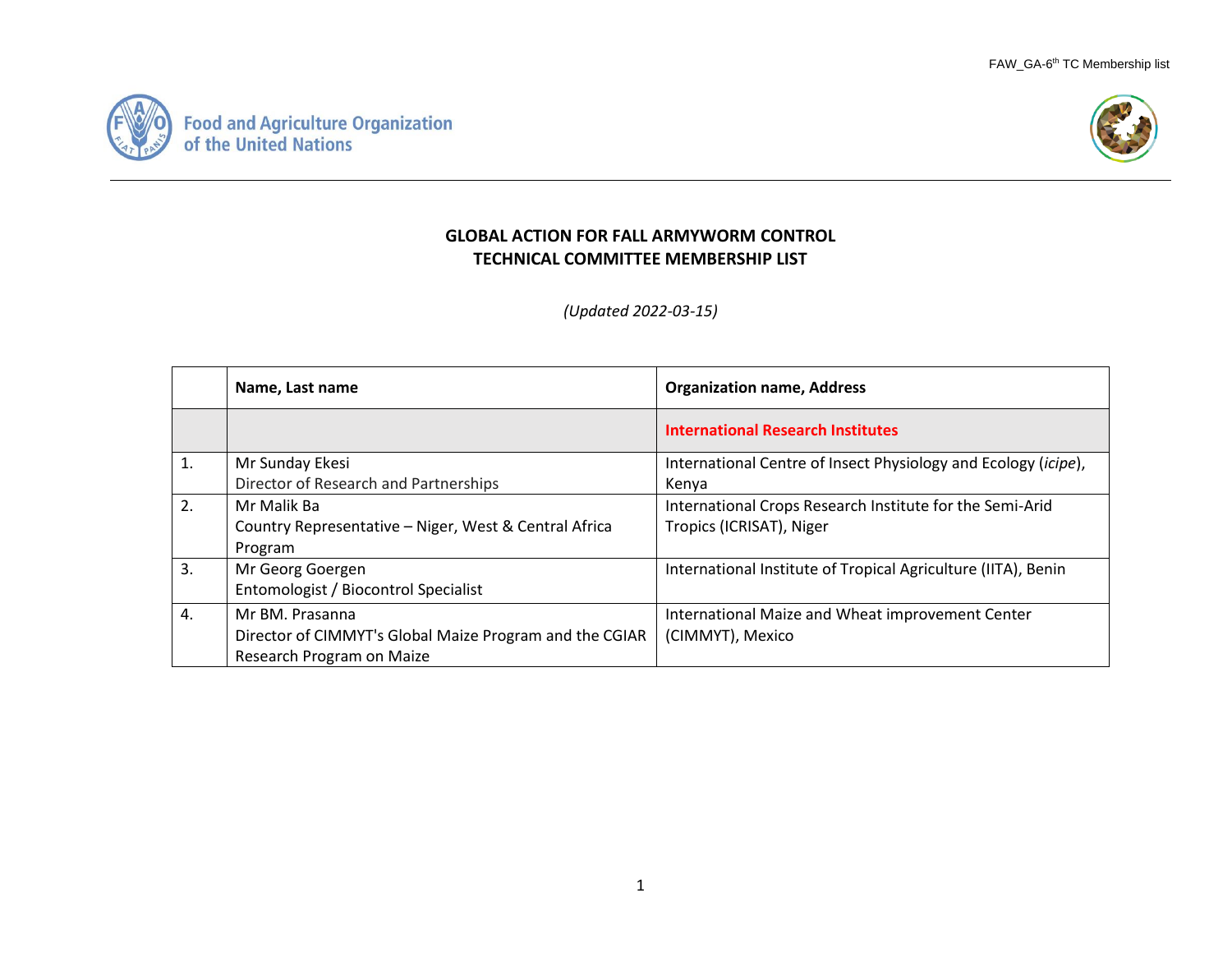FAW_GA-6th TC Membership list

Food and Agriculture Organization of the United Nations

# GLOBAL ACTION FOR FALL ARMYWORM CONTROL
# TECHNICAL COMMITTEE MEMBERSHIP LIST

*(Updated 2022-03-15)*

| | **Name, Last name** | **Organization name, Address** |
|---|---|---|
| | | **International Research Institutes** |
| 1. | Mr Sunday Ekesi<br>Director of Research and Partnerships | International Centre of Insect Physiology and Ecology (*icipe*), Kenya |
| 2. | Mr Malik Ba<br>Country Representative – Niger, West & Central Africa Program | International Crops Research Institute for the Semi-Arid Tropics (ICRISAT), Niger |
| 3. | Mr Georg Goergen<br>Entomologist / Biocontrol Specialist | International Institute of Tropical Agriculture (IITA), Benin |
| 4. | Mr BM. Prasanna<br>Director of CIMMYT's Global Maize Program and the CGIAR Research Program on Maize | International Maize and Wheat improvement Center (CIMMYT), Mexico |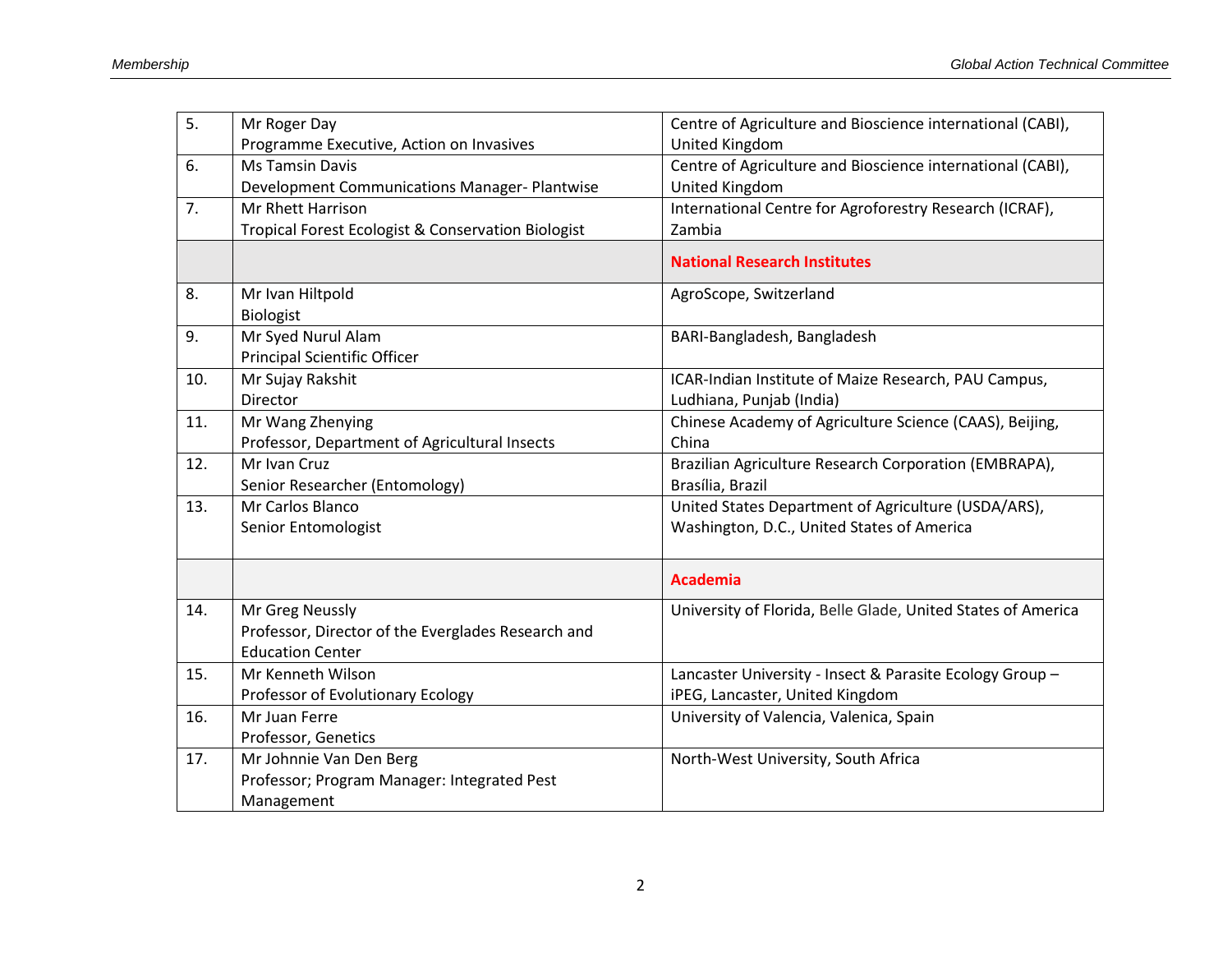| | | |
|---|---|---|
| 5. | Mr Roger Day<br>Programme Executive, Action on Invasives | Centre of Agriculture and Bioscience international (CABI), United Kingdom |
| 6. | Ms Tamsin Davis<br>Development Communications Manager- Plantwise | Centre of Agriculture and Bioscience international (CABI), United Kingdom |
| 7. | Mr Rhett Harrison<br>Tropical Forest Ecologist & Conservation Biologist | International Centre for Agroforestry Research (ICRAF), Zambia |
| | | **National Research Institutes** |
| 8. | Mr Ivan Hiltpold<br>Biologist | AgroScope, Switzerland |
| 9. | Mr Syed Nurul Alam<br>Principal Scientific Officer | BARI-Bangladesh, Bangladesh |
| 10. | Mr Sujay Rakshit<br>Director | ICAR-Indian Institute of Maize Research, PAU Campus, Ludhiana, Punjab (India) |
| 11. | Mr Wang Zhenying<br>Professor, Department of Agricultural Insects | Chinese Academy of Agriculture Science (CAAS), Beijing, China |
| 12. | Mr Ivan Cruz<br>Senior Researcher (Entomology) | Brazilian Agriculture Research Corporation (EMBRAPA), Brasília, Brazil |
| 13. | Mr Carlos Blanco<br>Senior Entomologist | United States Department of Agriculture (USDA/ARS), Washington, D.C., United States of America |
| | | **Academia** |
| 14. | Mr Greg Neussly<br>Professor, Director of the Everglades Research and Education Center | University of Florida, Belle Glade, United States of America |
| 15. | Mr Kenneth Wilson<br>Professor of Evolutionary Ecology | Lancaster University - Insect & Parasite Ecology Group – iPEG, Lancaster, United Kingdom |
| 16. | Mr Juan Ferre<br>Professor, Genetics | University of Valencia, Valenica, Spain |
| 17. | Mr Johnnie Van Den Berg<br>Professor; Program Manager: Integrated Pest Management | North-West University, South Africa |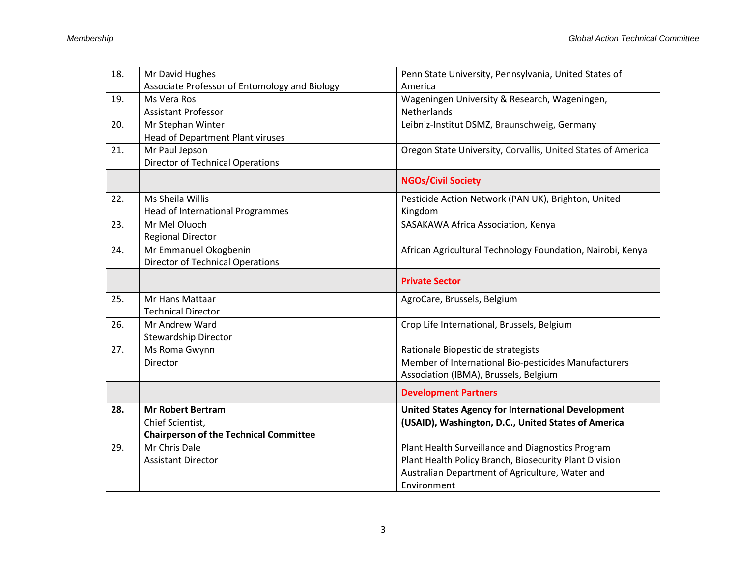| | | |
|---|---|---|
| 18. | Mr David Hughes<br>Associate Professor of Entomology and Biology | Penn State University, Pennsylvania, United States of America |
| 19. | Ms Vera Ros<br>Assistant Professor | Wageningen University & Research, Wageningen, Netherlands |
| 20. | Mr Stephan Winter<br>Head of Department Plant viruses | Leibniz-Institut DSMZ, Braunschweig, Germany |
| 21. | Mr Paul Jepson<br>Director of Technical Operations | Oregon State University, Corvallis, United States of America |
| | | **NGOs/Civil Society** |
| 22. | Ms Sheila Willis<br>Head of International Programmes | Pesticide Action Network (PAN UK), Brighton, United Kingdom |
| 23. | Mr Mel Oluoch<br>Regional Director | SASAKAWA Africa Association, Kenya |
| 24. | Mr Emmanuel Okogbenin<br>Director of Technical Operations | African Agricultural Technology Foundation, Nairobi, Kenya |
| | | **Private Sector** |
| 25. | Mr Hans Mattaar<br>Technical Director | AgroCare, Brussels, Belgium |
| 26. | Mr Andrew Ward<br>Stewardship Director | Crop Life International, Brussels, Belgium |
| 27. | Ms Roma Gwynn<br>Director | Rationale Biopesticide strategists<br>Member of International Bio-pesticides Manufacturers Association (IBMA), Brussels, Belgium |
| | | **Development Partners** |
| **28.** | **Mr Robert Bertram**<br>Chief Scientist,<br>**Chairperson of the Technical Committee** | **United States Agency for International Development (USAID), Washington, D.C., United States of America** |
| 29. | Mr Chris Dale<br>Assistant Director | Plant Health Surveillance and Diagnostics Program<br>Plant Health Policy Branch, Biosecurity Plant Division<br>Australian Department of Agriculture, Water and Environment |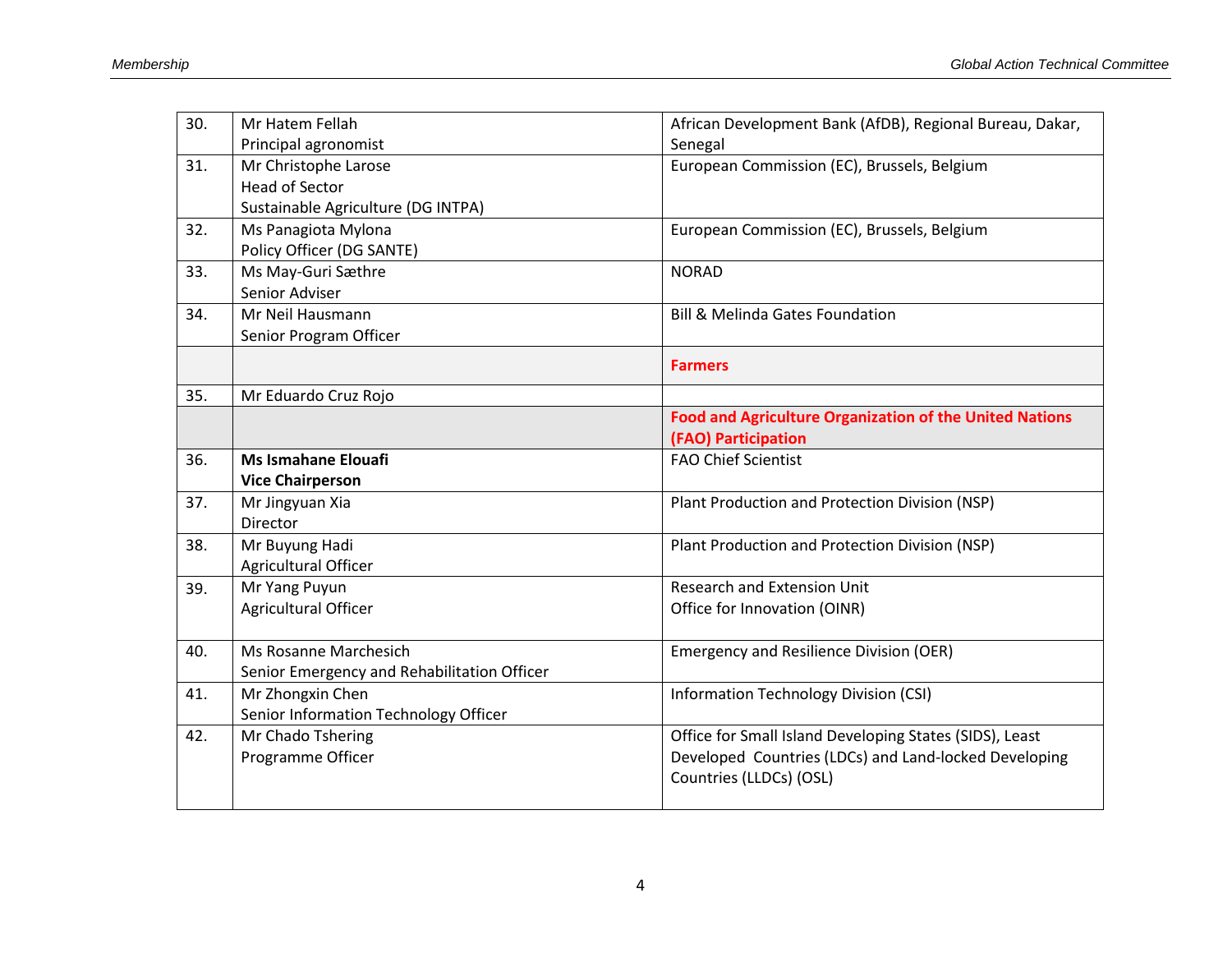| | | |
|---|---|---|
| 30. | Mr Hatem Fellah<br>Principal agronomist | African Development Bank (AfDB), Regional Bureau, Dakar, Senegal |
| 31. | Mr Christophe Larose<br>Head of Sector<br>Sustainable Agriculture (DG INTPA) | European Commission (EC), Brussels, Belgium |
| 32. | Ms Panagiota Mylona<br>Policy Officer (DG SANTE) | European Commission (EC), Brussels, Belgium |
| 33. | Ms May-Guri Sæthre<br>Senior Adviser | NORAD |
| 34. | Mr Neil Hausmann<br>Senior Program Officer | Bill & Melinda Gates Foundation |
| | | **Farmers** |
| 35. | Mr Eduardo Cruz Rojo | |
| | | **Food and Agriculture Organization of the United Nations (FAO) Participation** |
| 36. | **Ms Ismahane Elouafi**<br>**Vice Chairperson** | FAO Chief Scientist |
| 37. | Mr Jingyuan Xia<br>Director | Plant Production and Protection Division (NSP) |
| 38. | Mr Buyung Hadi<br>Agricultural Officer | Plant Production and Protection Division (NSP) |
| 39. | Mr Yang Puyun<br>Agricultural Officer | Research and Extension Unit<br>Office for Innovation (OINR) |
| 40. | Ms Rosanne Marchesich<br>Senior Emergency and Rehabilitation Officer | Emergency and Resilience Division (OER) |
| 41. | Mr Zhongxin Chen<br>Senior Information Technology Officer | Information Technology Division (CSI) |
| 42. | Mr Chado Tshering<br>Programme Officer | Office for Small Island Developing States (SIDS), Least Developed Countries (LDCs) and Land-locked Developing Countries (LLDCs) (OSL) |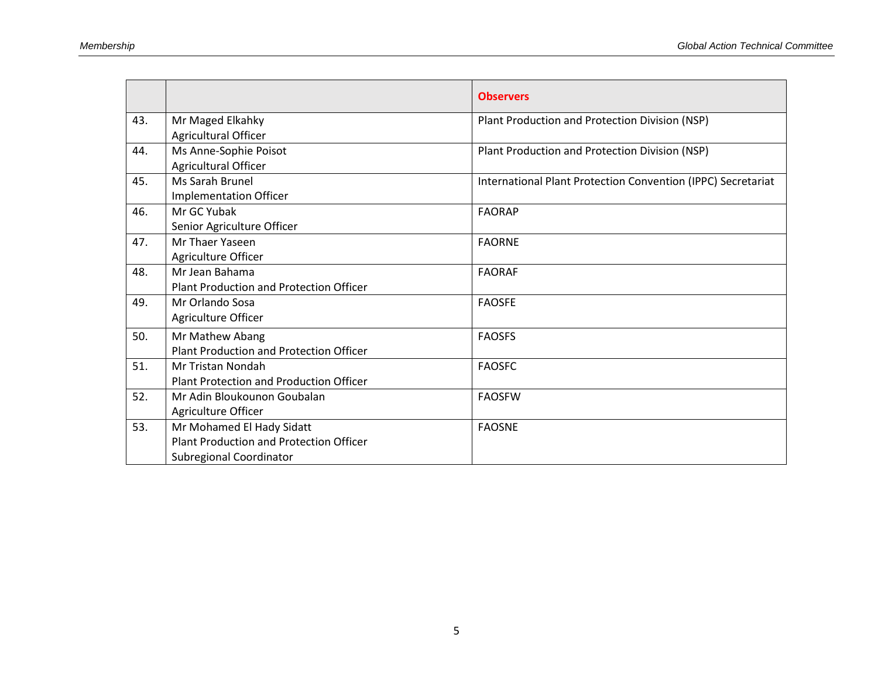| | | **Observers** |
|---|---|---|
| 43. | Mr Maged Elkahky<br>Agricultural Officer | Plant Production and Protection Division (NSP) |
| 44. | Ms Anne-Sophie Poisot<br>Agricultural Officer | Plant Production and Protection Division (NSP) |
| 45. | Ms Sarah Brunel<br>Implementation Officer | International Plant Protection Convention (IPPC) Secretariat |
| 46. | Mr GC Yubak<br>Senior Agriculture Officer | FAORAP |
| 47. | Mr Thaer Yaseen<br>Agriculture Officer | FAORNE |
| 48. | Mr Jean Bahama<br>Plant Production and Protection Officer | FAORAF |
| 49. | Mr Orlando Sosa<br>Agriculture Officer | FAOSFE |
| 50. | Mr Mathew Abang<br>Plant Production and Protection Officer | FAOSFS |
| 51. | Mr Tristan Nondah<br>Plant Protection and Production Officer | FAOSFC |
| 52. | Mr Adin Bloukounon Goubalan<br>Agriculture Officer | FAOSFW |
| 53. | Mr Mohamed El Hady Sidatt<br>Plant Production and Protection Officer<br>Subregional Coordinator | FAOSNE |